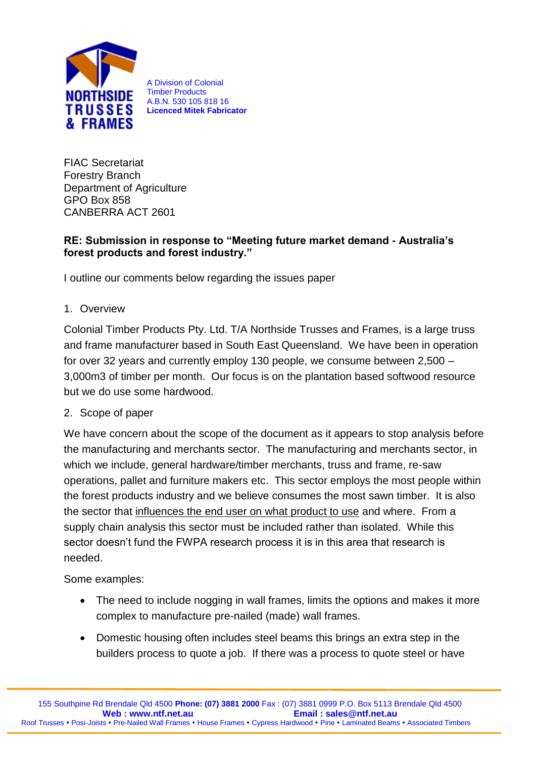NORTHSIDE TRUSSES & FRAMES

A Division of Colonial Timber Products
A.B.N. 530 105 818 16
**Licenced Mitek Fabricator**

FIAC Secretariat
Forestry Branch
Department of Agriculture
GPO Box 858
CANBERRA ACT 2601

**RE: Submission in response to "Meeting future market demand - Australia's forest products and forest industry."**

I outline our comments below regarding the issues paper

1. Overview

Colonial Timber Products Pty. Ltd. T/A Northside Trusses and Frames, is a large truss and frame manufacturer based in South East Queensland. We have been in operation for over 32 years and currently employ 130 people, we consume between 2,500 – 3,000m3 of timber per month. Our focus is on the plantation based softwood resource but we do use some hardwood.

2. Scope of paper

We have concern about the scope of the document as it appears to stop analysis before the manufacturing and merchants sector. The manufacturing and merchants sector, in which we include, general hardware/timber merchants, truss and frame, re-saw operations, pallet and furniture makers etc. This sector employs the most people within the forest products industry and we believe consumes the most sawn timber. It is also the sector that influences the end user on what product to use and where. From a supply chain analysis this sector must be included rather than isolated. While this sector doesn't fund the FWPA research process it is in this area that research is needed.

Some examples:

- The need to include nogging in wall frames, limits the options and makes it more complex to manufacture pre-nailed (made) wall frames.
- Domestic housing often includes steel beams this brings an extra step in the builders process to quote a job. If there was a process to quote steel or have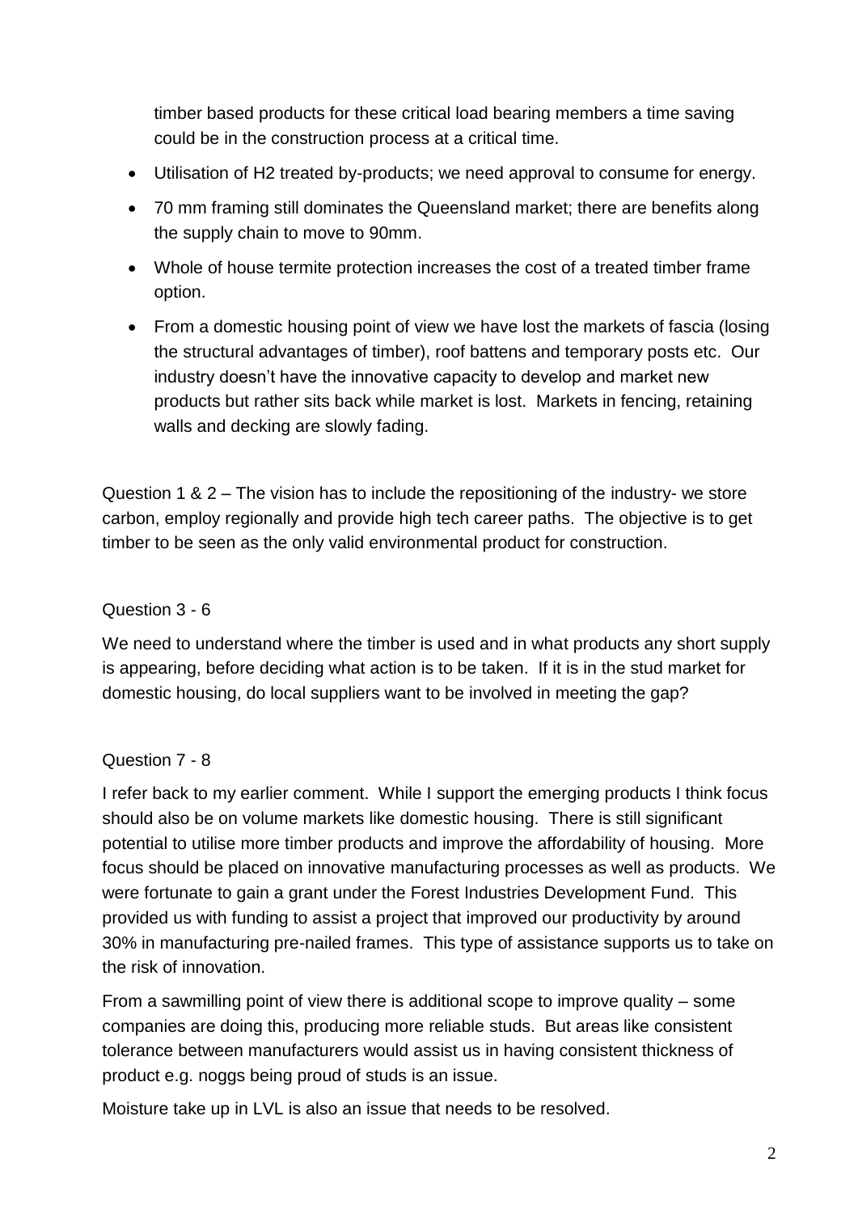timber based products for these critical load bearing members a time saving could be in the construction process at a critical time.

- Utilisation of H2 treated by-products; we need approval to consume for energy.
- 70 mm framing still dominates the Queensland market; there are benefits along the supply chain to move to 90mm.
- Whole of house termite protection increases the cost of a treated timber frame option.
- From a domestic housing point of view we have lost the markets of fascia (losing the structural advantages of timber), roof battens and temporary posts etc. Our industry doesn't have the innovative capacity to develop and market new products but rather sits back while market is lost. Markets in fencing, retaining walls and decking are slowly fading.

Question 1 & 2 – The vision has to include the repositioning of the industry- we store carbon, employ regionally and provide high tech career paths. The objective is to get timber to be seen as the only valid environmental product for construction.

Question 3 - 6

We need to understand where the timber is used and in what products any short supply is appearing, before deciding what action is to be taken. If it is in the stud market for domestic housing, do local suppliers want to be involved in meeting the gap?

Question 7 - 8

I refer back to my earlier comment. While I support the emerging products I think focus should also be on volume markets like domestic housing. There is still significant potential to utilise more timber products and improve the affordability of housing. More focus should be placed on innovative manufacturing processes as well as products. We were fortunate to gain a grant under the Forest Industries Development Fund. This provided us with funding to assist a project that improved our productivity by around 30% in manufacturing pre-nailed frames. This type of assistance supports us to take on the risk of innovation.

From a sawmilling point of view there is additional scope to improve quality – some companies are doing this, producing more reliable studs. But areas like consistent tolerance between manufacturers would assist us in having consistent thickness of product e.g. noggs being proud of studs is an issue.

Moisture take up in LVL is also an issue that needs to be resolved.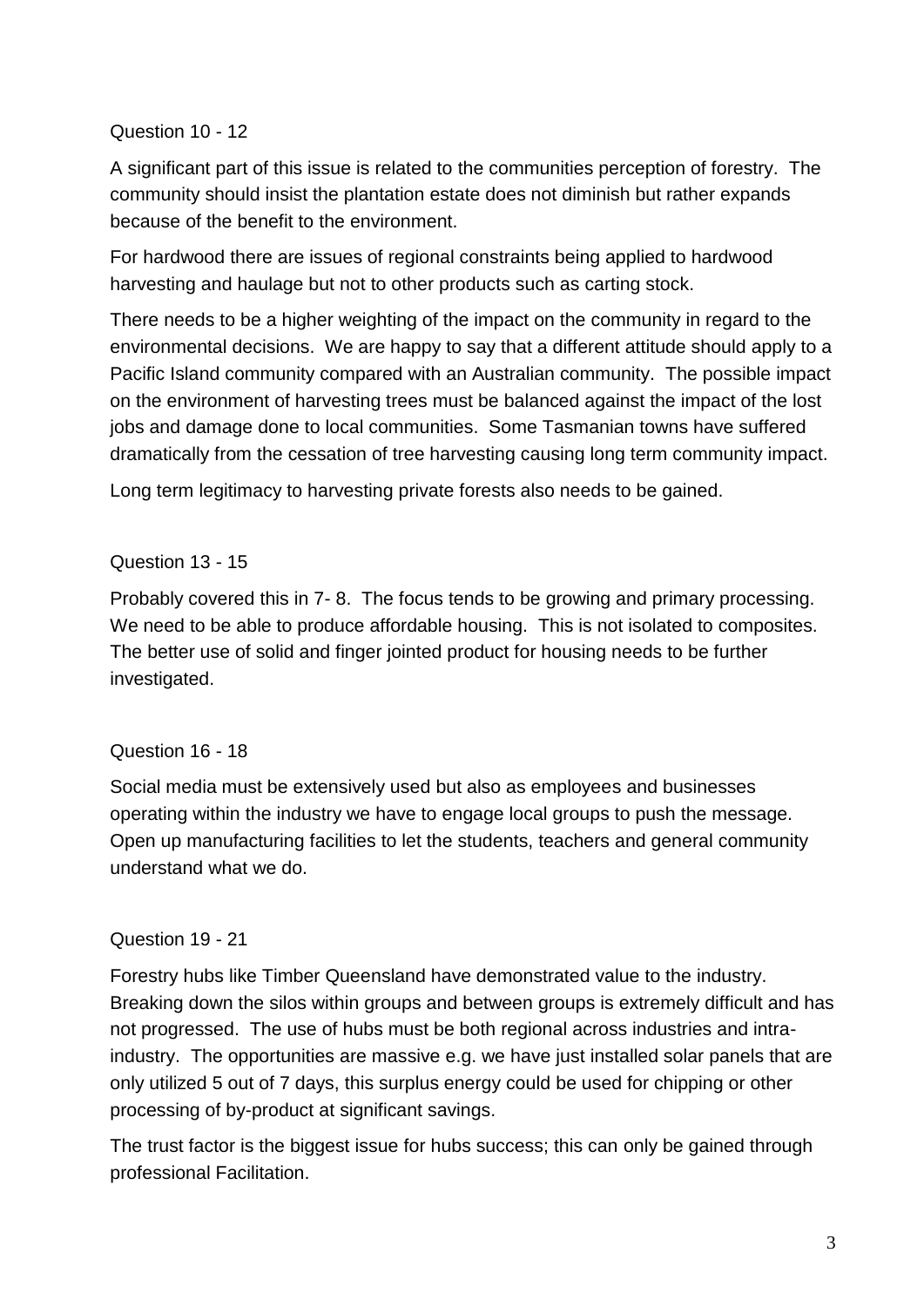Question 10 - 12

A significant part of this issue is related to the communities perception of forestry. The community should insist the plantation estate does not diminish but rather expands because of the benefit to the environment.

For hardwood there are issues of regional constraints being applied to hardwood harvesting and haulage but not to other products such as carting stock.

There needs to be a higher weighting of the impact on the community in regard to the environmental decisions. We are happy to say that a different attitude should apply to a Pacific Island community compared with an Australian community. The possible impact on the environment of harvesting trees must be balanced against the impact of the lost jobs and damage done to local communities. Some Tasmanian towns have suffered dramatically from the cessation of tree harvesting causing long term community impact.

Long term legitimacy to harvesting private forests also needs to be gained.

Question 13 - 15

Probably covered this in 7- 8. The focus tends to be growing and primary processing. We need to be able to produce affordable housing. This is not isolated to composites. The better use of solid and finger jointed product for housing needs to be further investigated.

Question 16 - 18

Social media must be extensively used but also as employees and businesses operating within the industry we have to engage local groups to push the message. Open up manufacturing facilities to let the students, teachers and general community understand what we do.

Question 19 - 21

Forestry hubs like Timber Queensland have demonstrated value to the industry. Breaking down the silos within groups and between groups is extremely difficult and has not progressed. The use of hubs must be both regional across industries and intra-industry. The opportunities are massive e.g. we have just installed solar panels that are only utilized 5 out of 7 days, this surplus energy could be used for chipping or other processing of by-product at significant savings.

The trust factor is the biggest issue for hubs success; this can only be gained through professional Facilitation.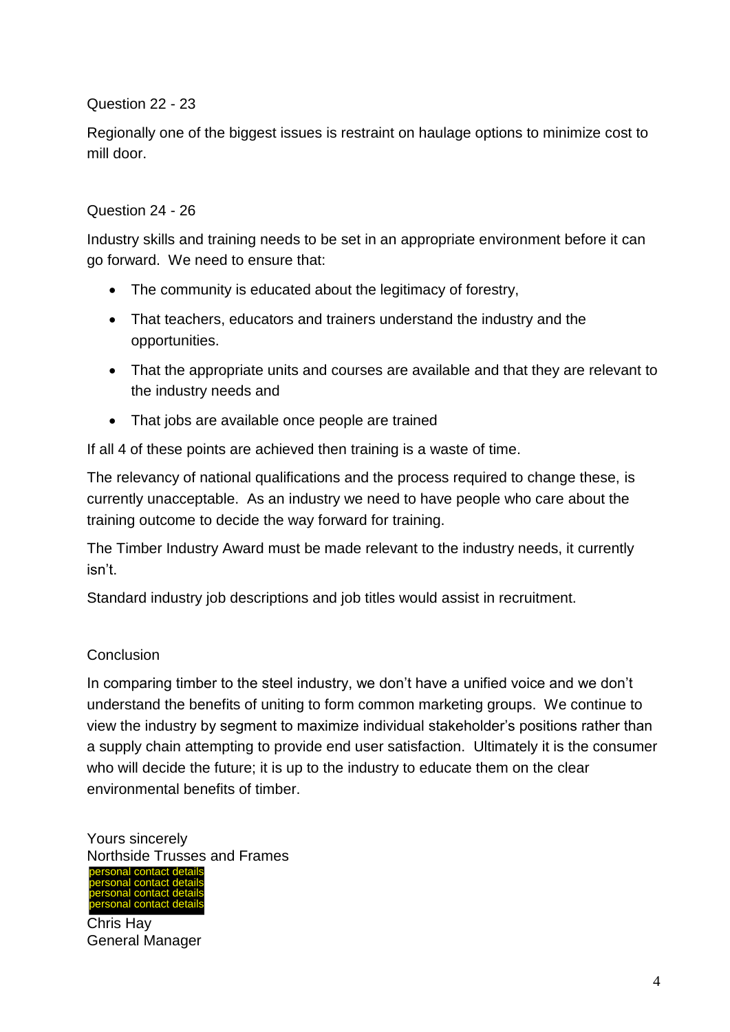Question 22 - 23

Regionally one of the biggest issues is restraint on haulage options to minimize cost to mill door.

Question 24 - 26

Industry skills and training needs to be set in an appropriate environment before it can go forward. We need to ensure that:

- The community is educated about the legitimacy of forestry,
- That teachers, educators and trainers understand the industry and the opportunities.
- That the appropriate units and courses are available and that they are relevant to the industry needs and
- That jobs are available once people are trained

If all 4 of these points are achieved then training is a waste of time.

The relevancy of national qualifications and the process required to change these, is currently unacceptable. As an industry we need to have people who care about the training outcome to decide the way forward for training.

The Timber Industry Award must be made relevant to the industry needs, it currently isn't.

Standard industry job descriptions and job titles would assist in recruitment.

Conclusion

In comparing timber to the steel industry, we don't have a unified voice and we don't understand the benefits of uniting to form common marketing groups. We continue to view the industry by segment to maximize individual stakeholder's positions rather than a supply chain attempting to provide end user satisfaction. Ultimately it is the consumer who will decide the future; it is up to the industry to educate them on the clear environmental benefits of timber.

Yours sincerely
Northside Trusses and Frames
personal contact details
personal contact details
personal contact details
personal contact details
Chris Hay
General Manager